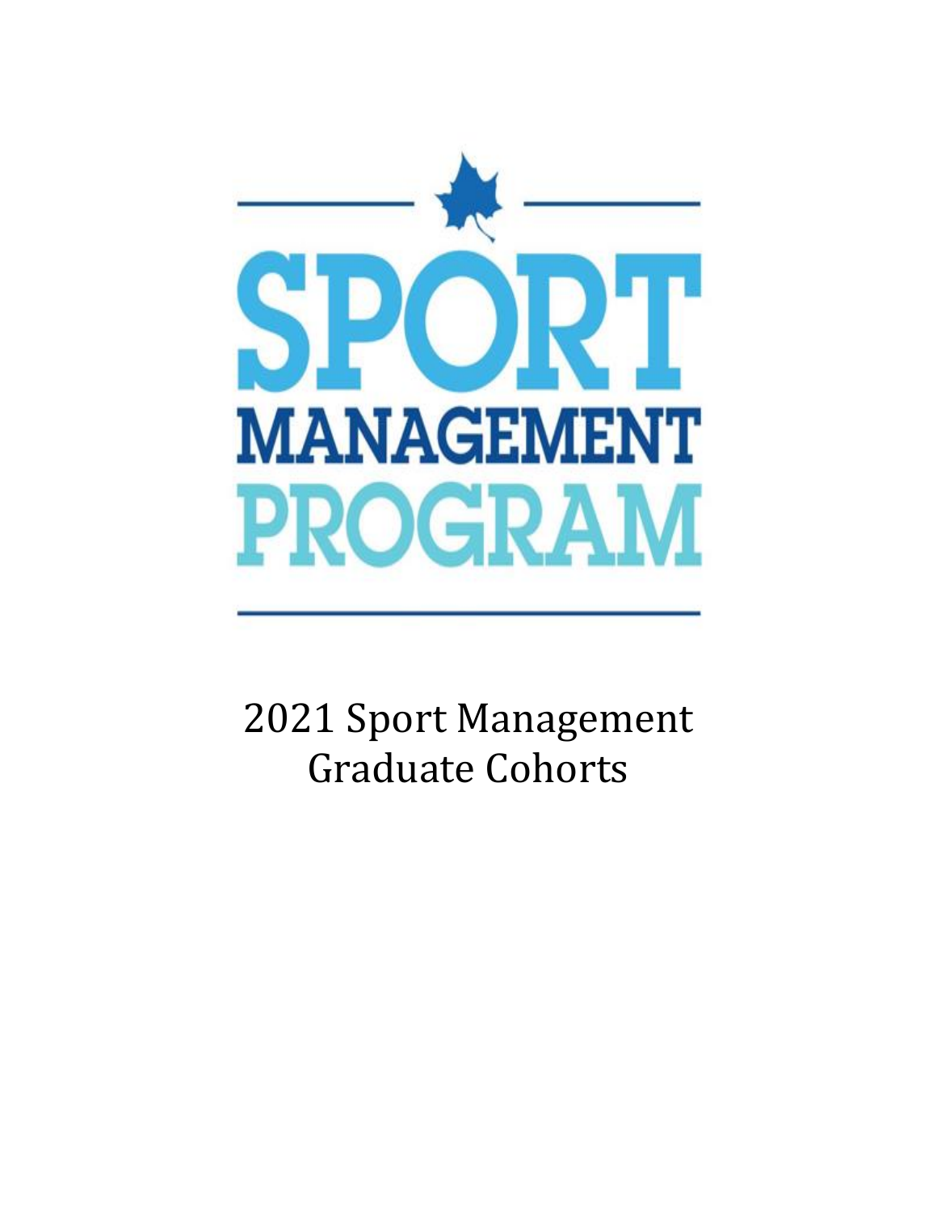# SPORT MANAGEMENT PROGRAM

## 2021 Sport Management Graduate Cohorts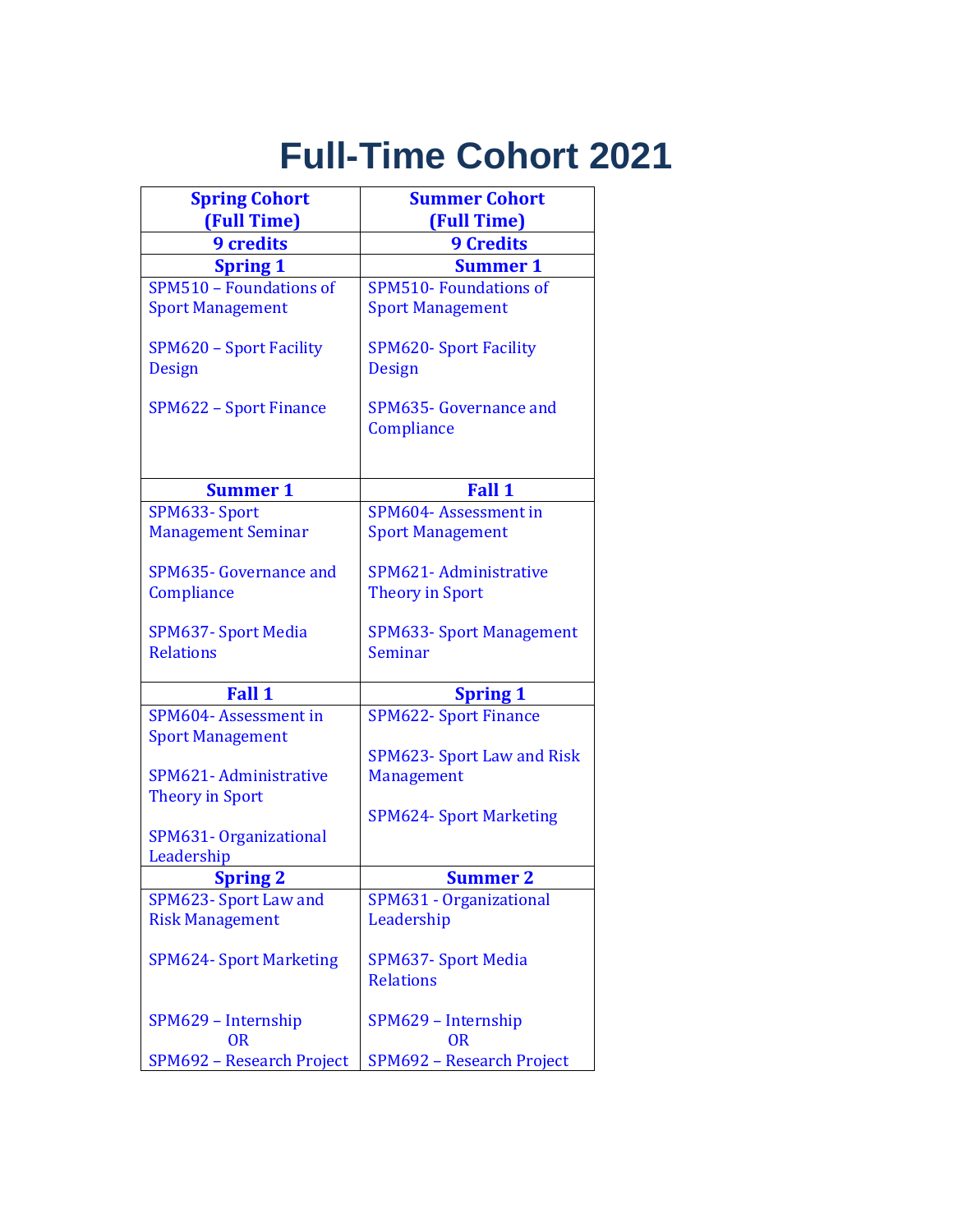# Full-Time Cohort 2021

| Spring Cohort (Full Time) | Summer Cohort (Full Time) |
|---|---|
| **9 credits** | **9 Credits** |
| **Spring 1** | **Summer 1** |
| SPM510 – Foundations of Sport Management<br><br>SPM620 – Sport Facility Design<br><br>SPM622 – Sport Finance | SPM510- Foundations of Sport Management<br><br>SPM620- Sport Facility Design<br><br>SPM635- Governance and Compliance |
| **Summer 1** | **Fall 1** |
| SPM633- Sport Management Seminar<br><br>SPM635- Governance and Compliance<br><br>SPM637- Sport Media Relations | SPM604- Assessment in Sport Management<br><br>SPM621- Administrative Theory in Sport<br><br>SPM633- Sport Management Seminar |
| **Fall 1** | **Spring 1** |
| SPM604- Assessment in Sport Management<br><br>SPM621- Administrative Theory in Sport<br><br>SPM631- Organizational Leadership | SPM622- Sport Finance<br><br>SPM623- Sport Law and Risk Management<br><br>SPM624- Sport Marketing |
| **Spring 2** | **Summer 2** |
| SPM623- Sport Law and Risk Management<br><br>SPM624- Sport Marketing<br><br>SPM629 – Internship<br>OR<br>SPM692 – Research Project | SPM631 - Organizational Leadership<br><br>SPM637- Sport Media Relations<br><br>SPM629 – Internship<br>OR<br>SPM692 – Research Project |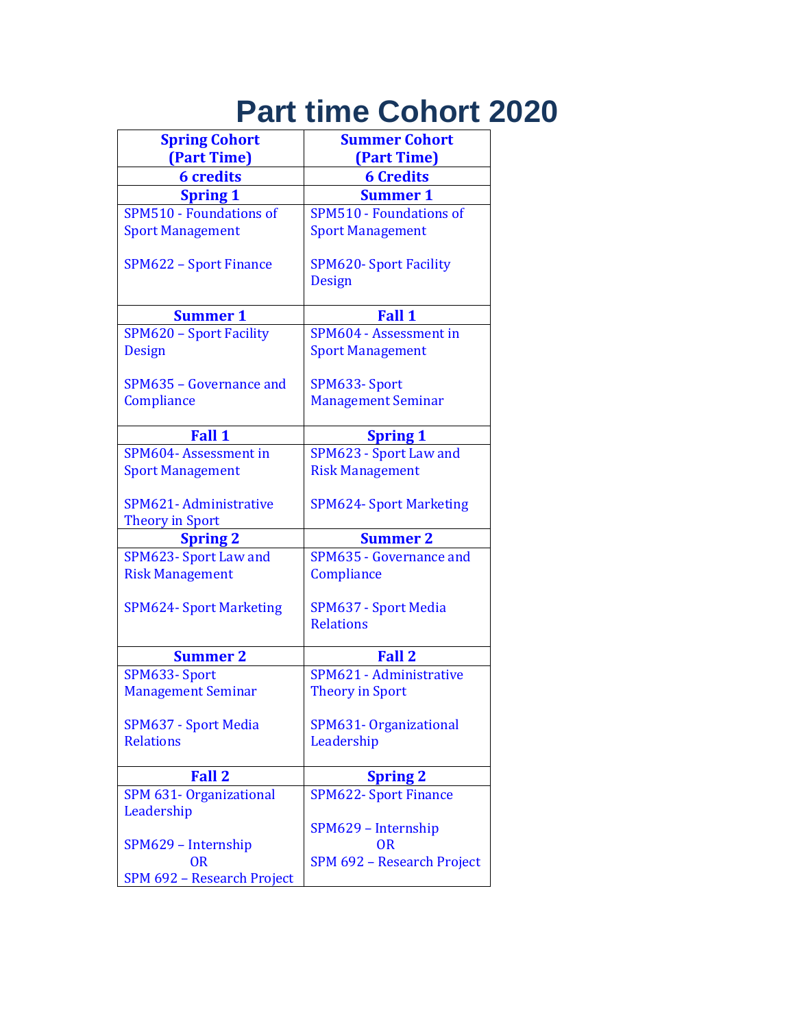# Part time Cohort 2020

| Spring Cohort (Part Time) | Summer Cohort (Part Time) |
|---|---|
| **6 credits** | **6 Credits** |
| **Spring 1** | **Summer 1** |
| SPM510 - Foundations of Sport Management<br><br>SPM622 – Sport Finance | SPM510 - Foundations of Sport Management<br><br>SPM620- Sport Facility Design |
| **Summer 1** | **Fall 1** |
| SPM620 – Sport Facility Design<br><br>SPM635 – Governance and Compliance | SPM604 - Assessment in Sport Management<br><br>SPM633- Sport Management Seminar |
| **Fall 1** | **Spring 1** |
| SPM604- Assessment in Sport Management<br><br>SPM621- Administrative Theory in Sport | SPM623 - Sport Law and Risk Management<br><br>SPM624- Sport Marketing |
| **Spring 2** | **Summer 2** |
| SPM623- Sport Law and Risk Management<br><br>SPM624- Sport Marketing | SPM635 - Governance and Compliance<br><br>SPM637 - Sport Media Relations |
| **Summer 2** | **Fall 2** |
| SPM633- Sport Management Seminar<br><br>SPM637 - Sport Media Relations | SPM621 - Administrative Theory in Sport<br><br>SPM631- Organizational Leadership |
| **Fall 2** | **Spring 2** |
| SPM 631- Organizational Leadership<br><br>SPM629 – Internship<br>OR<br>SPM 692 – Research Project | SPM622- Sport Finance<br><br>SPM629 – Internship<br>OR<br>SPM 692 – Research Project |